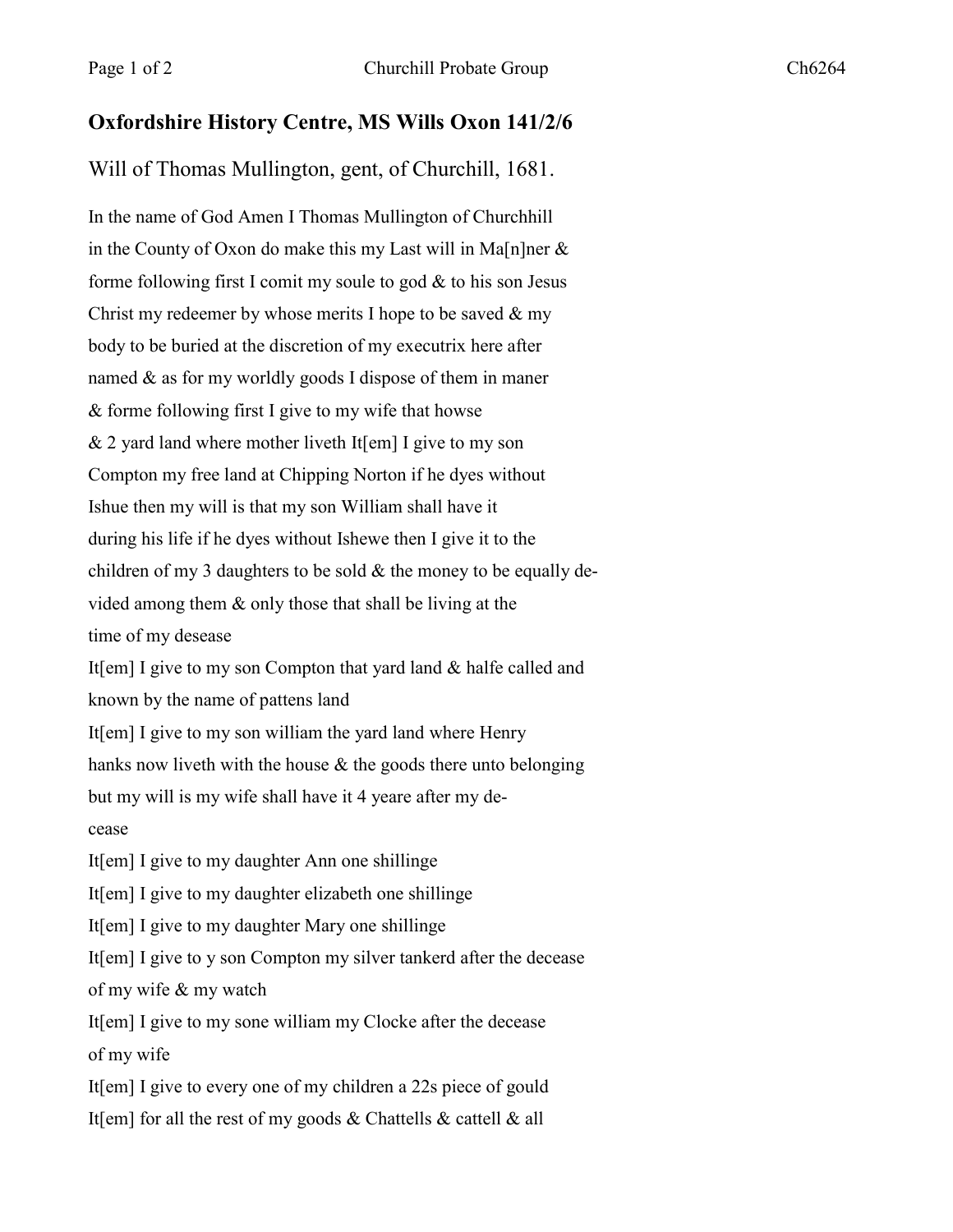## Oxfordshire History Centre, MS Wills Oxon 141/2/6

Will of Thomas Mullington, gent, of Churchill, 1681.

In the name of God Amen I Thomas Mullington of Churchhill
in the County of Oxon do make this my Last will in Ma[n]ner &
forme following first I comit my soule to god & to his son Jesus
Christ my redeemer by whose merits I hope to be saved & my
body to be buried at the discretion of my executrix here after
named & as for my worldly goods I dispose of them in maner
& forme following first I give to my wife that howse
& 2 yard land where mother liveth It[em] I give to my son
Compton my free land at Chipping Norton if he dyes without
Ishue then my will is that my son William shall have it
during his life if he dyes without Ishewe then I give it to the
children of my 3 daughters to be sold & the money to be equally de-
vided among them & only those that shall be living at the
time of my desease

It[em] I give to my son Compton that yard land & halfe called and
known by the name of pattens land

It[em] I give to my son william the yard land where Henry
hanks now liveth with the house & the goods there unto belonging
but my will is my wife shall have it 4 yeare after my de-
cease

It[em] I give to my daughter Ann one shillinge

It[em] I give to my daughter elizabeth one shillinge

It[em] I give to my daughter Mary one shillinge

It[em] I give to y son Compton my silver tankerd after the decease
of my wife & my watch

It[em] I give to my sone william my Clocke after the decease
of my wife

It[em] I give to every one of my children a 22s piece of gould

It[em] for all the rest of my goods & Chattells & cattell & all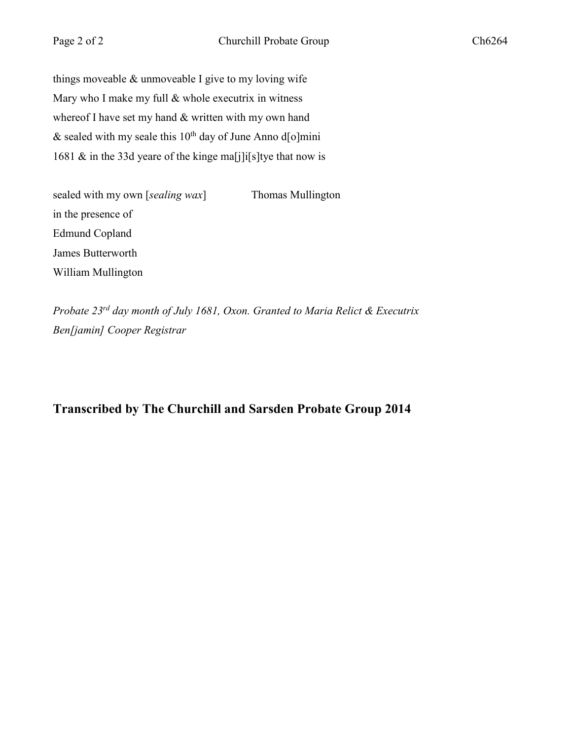things moveable & unmoveable I give to my loving wife
Mary who I make my full & whole executrix in witness
whereof I have set my hand & written with my own hand
& sealed with my seale this 10th day of June Anno d[o]mini
1681 & in the 33d yeare of the kinge ma[j]i[s]tye that now is

sealed with my own [*sealing wax*] Thomas Mullington
in the presence of
Edmund Copland
James Butterworth
William Mullington

*Probate 23rd day month of July 1681, Oxon. Granted to Maria Relict & Executrix*
*Ben[jamin] Cooper Registrar*

**Transcribed by The Churchill and Sarsden Probate Group 2014**